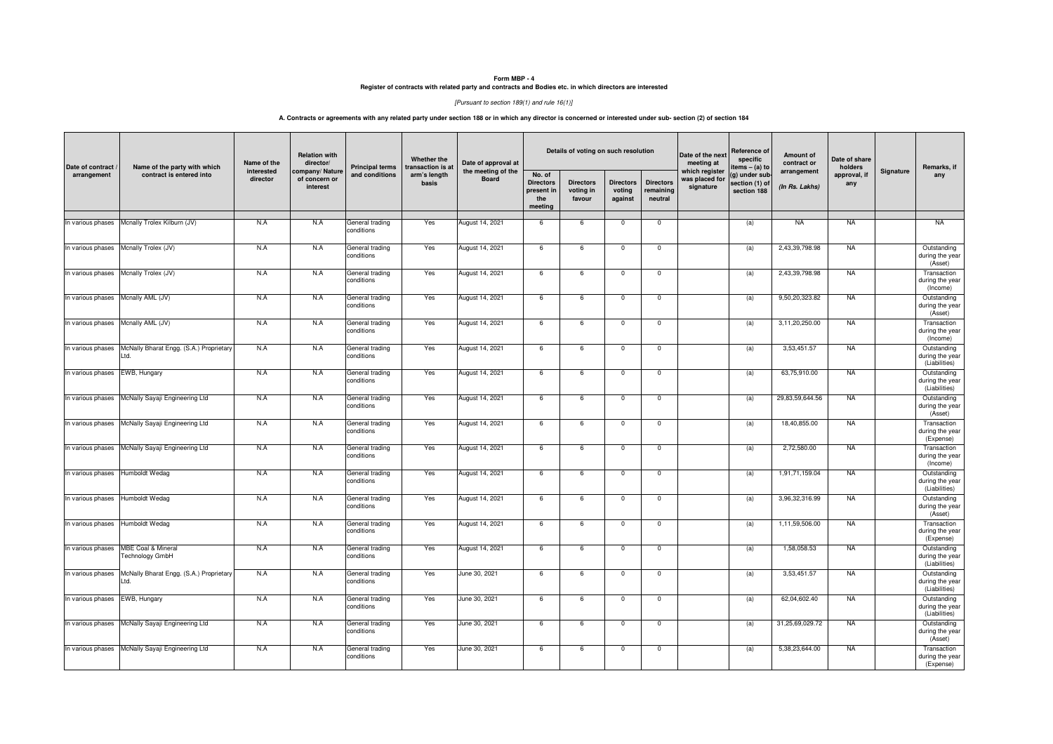# Form MBP - 4

**Register of contracts with related party and contracts and Bodies etc. in which directors are interested**

*[Pursuant to section 189(1) and rule 16(1)]*

**A. Contracts or agreements with any related party under section 188 or in which any director is concerned or interested under sub- section (2) of section 184**

| Date of contract / arrangement | Name of the party with which contract is entered into | Name of the interested director | Relation with director/ company/ Nature of concern or interest | Principal terms and conditions | Whether the transaction is at arm's length basis | Date of approval at the meeting of the Board | Details of voting on such resolution | | | | Date of the next meeting at which register was placed for signature | Reference of specific items – (a) to (g) under sub-section (1) of section 188 | Amount of contract or arrangement (In Rs. Lakhs) | Date of share holders approval, if any | Signature | Remarks, if any |
|---|---|---|---|---|---|---|---|---|---|---|---|---|---|---|---|---|
| | | | | | | | No. of Directors present in the meeting | Directors voting in favour | Directors voting against | Directors remaining neutral | | | | | | |
| In various phases | Mcnally Trolex Kilburn (JV) | N.A | N.A | General trading conditions | Yes | August 14, 2021 | 6 | 6 | 0 | 0 | | (a) | NA | NA | | NA |
| In various phases | Mcnally Trolex (JV) | N.A | N.A | General trading conditions | Yes | August 14, 2021 | 6 | 6 | 0 | 0 | | (a) | 2,43,39,798.98 | NA | | Outstanding during the year (Asset) |
| In various phases | Mcnally Trolex (JV) | N.A | N.A | General trading conditions | Yes | August 14, 2021 | 6 | 6 | 0 | 0 | | (a) | 2,43,39,798.98 | NA | | Transaction during the year (Income) |
| In various phases | Mcnally AML (JV) | N.A | N.A | General trading conditions | Yes | August 14, 2021 | 6 | 6 | 0 | 0 | | (a) | 9,50,20,323.82 | NA | | Outstanding during the year (Asset) |
| In various phases | Mcnally AML (JV) | N.A | N.A | General trading conditions | Yes | August 14, 2021 | 6 | 6 | 0 | 0 | | (a) | 3,11,20,250.00 | NA | | Transaction during the year (Income) |
| In various phases | McNally Bharat Engg. (S.A.) Proprietary Ltd. | N.A | N.A | General trading conditions | Yes | August 14, 2021 | 6 | 6 | 0 | 0 | | (a) | 3,53,451.57 | NA | | Outstanding during the year (Liabilities) |
| In various phases | EWB, Hungary | N.A | N.A | General trading conditions | Yes | August 14, 2021 | 6 | 6 | 0 | 0 | | (a) | 63,75,910.00 | NA | | Outstanding during the year (Liabilities) |
| In various phases | McNally Sayaji Engineering Ltd | N.A | N.A | General trading conditions | Yes | August 14, 2021 | 6 | 6 | 0 | 0 | | (a) | 29,83,59,644.56 | NA | | Outstanding during the year (Asset) |
| In various phases | McNally Sayaji Engineering Ltd | N.A | N.A | General trading conditions | Yes | August 14, 2021 | 6 | 6 | 0 | 0 | | (a) | 18,40,855.00 | NA | | Transaction during the year (Expense) |
| In various phases | McNally Sayaji Engineering Ltd | N.A | N.A | General trading conditions | Yes | August 14, 2021 | 6 | 6 | 0 | 0 | | (a) | 2,72,580.00 | NA | | Transaction during the year (Income) |
| In various phases | Humboldt Wedag | N.A | N.A | General trading conditions | Yes | August 14, 2021 | 6 | 6 | 0 | 0 | | (a) | 1,91,71,159.04 | NA | | Outstanding during the year (Liabilities) |
| In various phases | Humboldt Wedag | N.A | N.A | General trading conditions | Yes | August 14, 2021 | 6 | 6 | 0 | 0 | | (a) | 3,96,32,316.99 | NA | | Outstanding during the year (Asset) |
| In various phases | Humboldt Wedag | N.A | N.A | General trading conditions | Yes | August 14, 2021 | 6 | 6 | 0 | 0 | | (a) | 1,11,59,506.00 | NA | | Transaction during the year (Expense) |
| In various phases | MBE Coal & Mineral Technology GmbH | N.A | N.A | General trading conditions | Yes | August 14, 2021 | 6 | 6 | 0 | 0 | | (a) | 1,58,058.53 | NA | | Outstanding during the year (Liabilities) |
| In various phases | McNally Bharat Engg. (S.A.) Proprietary Ltd. | N.A | N.A | General trading conditions | Yes | June 30, 2021 | 6 | 6 | 0 | 0 | | (a) | 3,53,451.57 | NA | | Outstanding during the year (Liabilities) |
| In various phases | EWB, Hungary | N.A | N.A | General trading conditions | Yes | June 30, 2021 | 6 | 6 | 0 | 0 | | (a) | 62,04,602.40 | NA | | Outstanding during the year (Liabilities) |
| In various phases | McNally Sayaji Engineering Ltd | N.A | N.A | General trading conditions | Yes | June 30, 2021 | 6 | 6 | 0 | 0 | | (a) | 31,25,69,029.72 | NA | | Outstanding during the year (Asset) |
| In various phases | McNally Sayaji Engineering Ltd | N.A | N.A | General trading conditions | Yes | June 30, 2021 | 6 | 6 | 0 | 0 | | (a) | 5,38,23,644.00 | NA | | Transaction during the year (Expense) |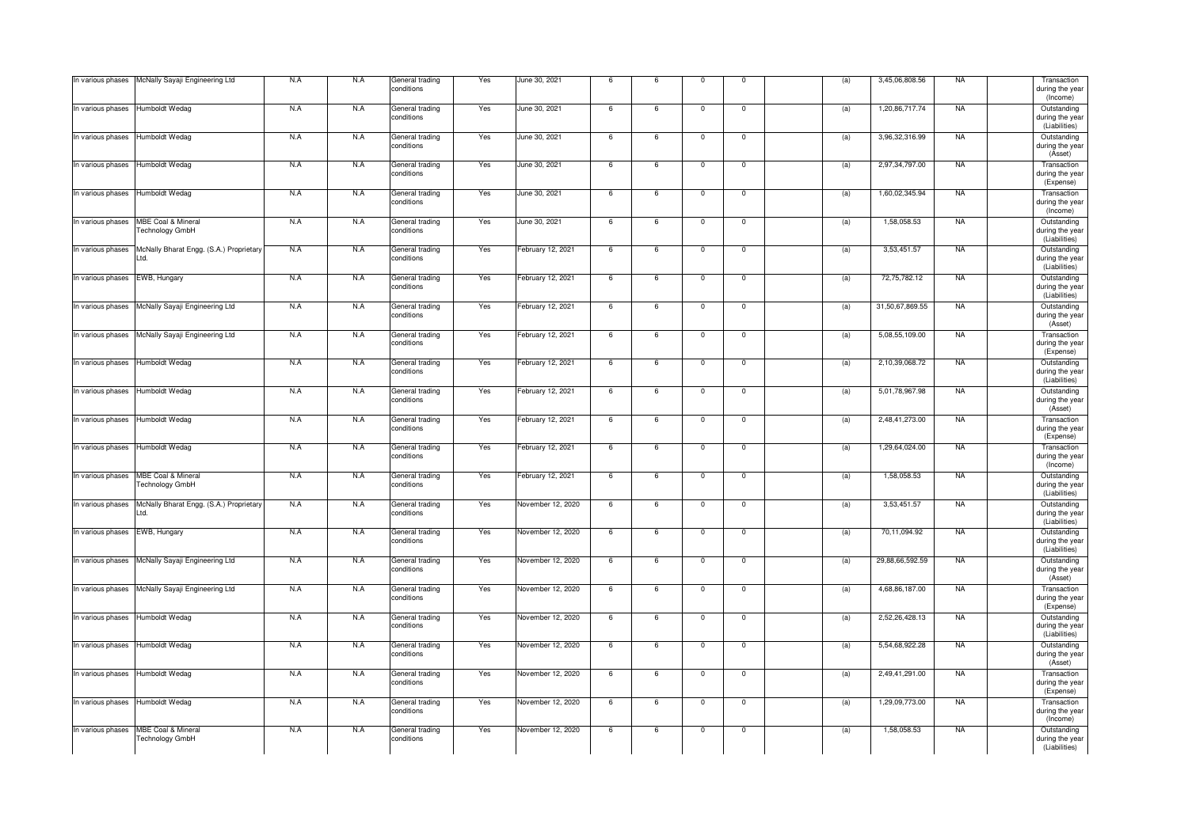| | | | | | | | | | | | | | | | | |
|---|---|---|---|---|---|---|---|---|---|---|---|---|---|---|---|---|
| In various phases | McNally Sayaji Engineering Ltd | N.A | N.A | General trading conditions | Yes | June 30, 2021 | 6 | 6 | 0 | 0 | | (a) | 3,45,06,808.56 | NA | | Transaction during the year (Income) |
| In various phases | Humboldt Wedag | N.A | N.A | General trading conditions | Yes | June 30, 2021 | 6 | 6 | 0 | 0 | | (a) | 1,20,86,717.74 | NA | | Outstanding during the year (Liabilities) |
| In various phases | Humboldt Wedag | N.A | N.A | General trading conditions | Yes | June 30, 2021 | 6 | 6 | 0 | 0 | | (a) | 3,96,32,316.99 | NA | | Outstanding during the year (Asset) |
| In various phases | Humboldt Wedag | N.A | N.A | General trading conditions | Yes | June 30, 2021 | 6 | 6 | 0 | 0 | | (a) | 2,97,34,797.00 | NA | | Transaction during the year (Expense) |
| In various phases | Humboldt Wedag | N.A | N.A | General trading conditions | Yes | June 30, 2021 | 6 | 6 | 0 | 0 | | (a) | 1,60,02,345.94 | NA | | Transaction during the year (Income) |
| In various phases | MBE Coal & Mineral Technology GmbH | N.A | N.A | General trading conditions | Yes | June 30, 2021 | 6 | 6 | 0 | 0 | | (a) | 1,58,058.53 | NA | | Outstanding during the year (Liabilities) |
| In various phases | McNally Bharat Engg. (S.A.) Proprietary Ltd. | N.A | N.A | General trading conditions | Yes | February 12, 2021 | 6 | 6 | 0 | 0 | | (a) | 3,53,451.57 | NA | | Outstanding during the year (Liabilities) |
| In various phases | EWB, Hungary | N.A | N.A | General trading conditions | Yes | February 12, 2021 | 6 | 6 | 0 | 0 | | (a) | 72,75,782.12 | NA | | Outstanding during the year (Liabilities) |
| In various phases | McNally Sayaji Engineering Ltd | N.A | N.A | General trading conditions | Yes | February 12, 2021 | 6 | 6 | 0 | 0 | | (a) | 31,50,67,869.55 | NA | | Outstanding during the year (Asset) |
| In various phases | McNally Sayaji Engineering Ltd | N.A | N.A | General trading conditions | Yes | February 12, 2021 | 6 | 6 | 0 | 0 | | (a) | 5,08,55,109.00 | NA | | Transaction during the year (Expense) |
| In various phases | Humboldt Wedag | N.A | N.A | General trading conditions | Yes | February 12, 2021 | 6 | 6 | 0 | 0 | | (a) | 2,10,39,068.72 | NA | | Outstanding during the year (Liabilities) |
| In various phases | Humboldt Wedag | N.A | N.A | General trading conditions | Yes | February 12, 2021 | 6 | 6 | 0 | 0 | | (a) | 5,01,78,967.98 | NA | | Outstanding during the year (Asset) |
| In various phases | Humboldt Wedag | N.A | N.A | General trading conditions | Yes | February 12, 2021 | 6 | 6 | 0 | 0 | | (a) | 2,48,41,273.00 | NA | | Transaction during the year (Expense) |
| In various phases | Humboldt Wedag | N.A | N.A | General trading conditions | Yes | February 12, 2021 | 6 | 6 | 0 | 0 | | (a) | 1,29,64,024.00 | NA | | Transaction during the year (Income) |
| In various phases | MBE Coal & Mineral Technology GmbH | N.A | N.A | General trading conditions | Yes | February 12, 2021 | 6 | 6 | 0 | 0 | | (a) | 1,58,058.53 | NA | | Outstanding during the year (Liabilities) |
| In various phases | McNally Bharat Engg. (S.A.) Proprietary Ltd. | N.A | N.A | General trading conditions | Yes | November 12, 2020 | 6 | 6 | 0 | 0 | | (a) | 3,53,451.57 | NA | | Outstanding during the year (Liabilities) |
| In various phases | EWB, Hungary | N.A | N.A | General trading conditions | Yes | November 12, 2020 | 6 | 6 | 0 | 0 | | (a) | 70,11,094.92 | NA | | Outstanding during the year (Liabilities) |
| In various phases | McNally Sayaji Engineering Ltd | N.A | N.A | General trading conditions | Yes | November 12, 2020 | 6 | 6 | 0 | 0 | | (a) | 29,88,66,592.59 | NA | | Outstanding during the year (Asset) |
| In various phases | McNally Sayaji Engineering Ltd | N.A | N.A | General trading conditions | Yes | November 12, 2020 | 6 | 6 | 0 | 0 | | (a) | 4,68,86,187.00 | NA | | Transaction during the year (Expense) |
| In various phases | Humboldt Wedag | N.A | N.A | General trading conditions | Yes | November 12, 2020 | 6 | 6 | 0 | 0 | | (a) | 2,52,26,428.13 | NA | | Outstanding during the year (Liabilities) |
| In various phases | Humboldt Wedag | N.A | N.A | General trading conditions | Yes | November 12, 2020 | 6 | 6 | 0 | 0 | | (a) | 5,54,68,922.28 | NA | | Outstanding during the year (Asset) |
| In various phases | Humboldt Wedag | N.A | N.A | General trading conditions | Yes | November 12, 2020 | 6 | 6 | 0 | 0 | | (a) | 2,49,41,291.00 | NA | | Transaction during the year (Expense) |
| In various phases | Humboldt Wedag | N.A | N.A | General trading conditions | Yes | November 12, 2020 | 6 | 6 | 0 | 0 | | (a) | 1,29,09,773.00 | NA | | Transaction during the year (Income) |
| In various phases | MBE Coal & Mineral Technology GmbH | N.A | N.A | General trading conditions | Yes | November 12, 2020 | 6 | 6 | 0 | 0 | | (a) | 1,58,058.53 | NA | | Outstanding during the year (Liabilities) |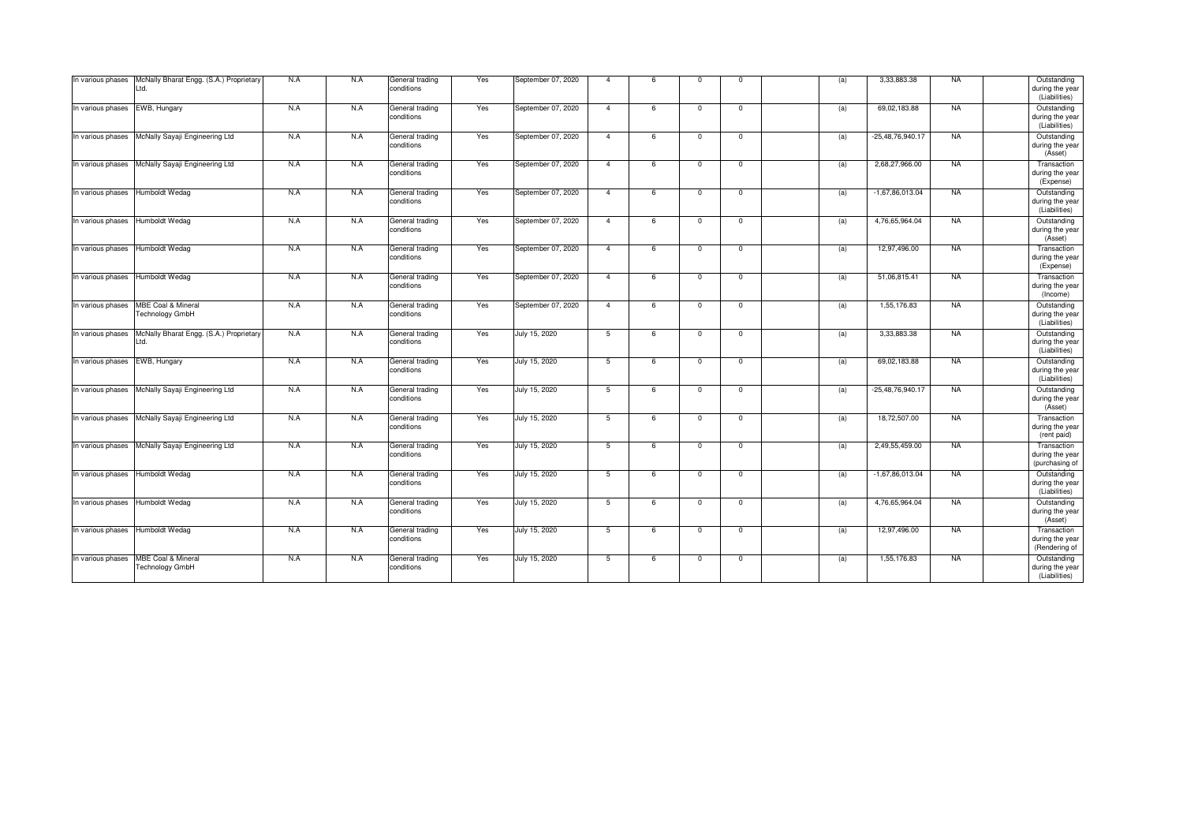| | | | | | | | | | | | | | | | | |
|---|---|---|---|---|---|---|---|---|---|---|---|---|---|---|---|---|
| In various phases | McNally Bharat Engg. (S.A.) Proprietary Ltd. | N.A | N.A | General trading conditions | Yes | September 07, 2020 | 4 | 6 | 0 | 0 | | (a) | 3,33,883.38 | NA | | Outstanding during the year (Liabilities) |
| In various phases | EWB, Hungary | N.A | N.A | General trading conditions | Yes | September 07, 2020 | 4 | 6 | 0 | 0 | | (a) | 69,02,183.88 | NA | | Outstanding during the year (Liabilities) |
| In various phases | McNally Sayaji Engineering Ltd | N.A | N.A | General trading conditions | Yes | September 07, 2020 | 4 | 6 | 0 | 0 | | (a) | -25,48,76,940.17 | NA | | Outstanding during the year (Asset) |
| In various phases | McNally Sayaji Engineering Ltd | N.A | N.A | General trading conditions | Yes | September 07, 2020 | 4 | 6 | 0 | 0 | | (a) | 2,68,27,966.00 | NA | | Transaction during the year (Expense) |
| In various phases | Humboldt Wedag | N.A | N.A | General trading conditions | Yes | September 07, 2020 | 4 | 6 | 0 | 0 | | (a) | -1,67,86,013.04 | NA | | Outstanding during the year (Liabilities) |
| In various phases | Humboldt Wedag | N.A | N.A | General trading conditions | Yes | September 07, 2020 | 4 | 6 | 0 | 0 | | (a) | 4,76,65,964.04 | NA | | Outstanding during the year (Asset) |
| In various phases | Humboldt Wedag | N.A | N.A | General trading conditions | Yes | September 07, 2020 | 4 | 6 | 0 | 0 | | (a) | 12,97,496.00 | NA | | Transaction during the year (Expense) |
| In various phases | Humboldt Wedag | N.A | N.A | General trading conditions | Yes | September 07, 2020 | 4 | 6 | 0 | 0 | | (a) | 51,06,815.41 | NA | | Transaction during the year (Income) |
| In various phases | MBE Coal & Mineral Technology GmbH | N.A | N.A | General trading conditions | Yes | September 07, 2020 | 4 | 6 | 0 | 0 | | (a) | 1,55,176.83 | NA | | Outstanding during the year (Liabilities) |
| In various phases | McNally Bharat Engg. (S.A.) Proprietary Ltd. | N.A | N.A | General trading conditions | Yes | July 15, 2020 | 5 | 6 | 0 | 0 | | (a) | 3,33,883.38 | NA | | Outstanding during the year (Liabilities) |
| In various phases | EWB, Hungary | N.A | N.A | General trading conditions | Yes | July 15, 2020 | 5 | 6 | 0 | 0 | | (a) | 69,02,183.88 | NA | | Outstanding during the year (Liabilities) |
| In various phases | McNally Sayaji Engineering Ltd | N.A | N.A | General trading conditions | Yes | July 15, 2020 | 5 | 6 | 0 | 0 | | (a) | -25,48,76,940.17 | NA | | Outstanding during the year (Asset) |
| In various phases | McNally Sayaji Engineering Ltd | N.A | N.A | General trading conditions | Yes | July 15, 2020 | 5 | 6 | 0 | 0 | | (a) | 18,72,507.00 | NA | | Transaction during the year (rent paid) |
| In various phases | McNally Sayaji Engineering Ltd | N.A | N.A | General trading conditions | Yes | July 15, 2020 | 5 | 6 | 0 | 0 | | (a) | 2,49,55,459.00 | NA | | Transaction during the year (purchasing of |
| In various phases | Humboldt Wedag | N.A | N.A | General trading conditions | Yes | July 15, 2020 | 5 | 6 | 0 | 0 | | (a) | -1,67,86,013.04 | NA | | Outstanding during the year (Liabilities) |
| In various phases | Humboldt Wedag | N.A | N.A | General trading conditions | Yes | July 15, 2020 | 5 | 6 | 0 | 0 | | (a) | 4,76,65,964.04 | NA | | Outstanding during the year (Asset) |
| In various phases | Humboldt Wedag | N.A | N.A | General trading conditions | Yes | July 15, 2020 | 5 | 6 | 0 | 0 | | (a) | 12,97,496.00 | NA | | Transaction during the year (Rendering of |
| In various phases | MBE Coal & Mineral Technology GmbH | N.A | N.A | General trading conditions | Yes | July 15, 2020 | 5 | 6 | 0 | 0 | | (a) | 1,55,176.83 | NA | | Outstanding during the year (Liabilities) |